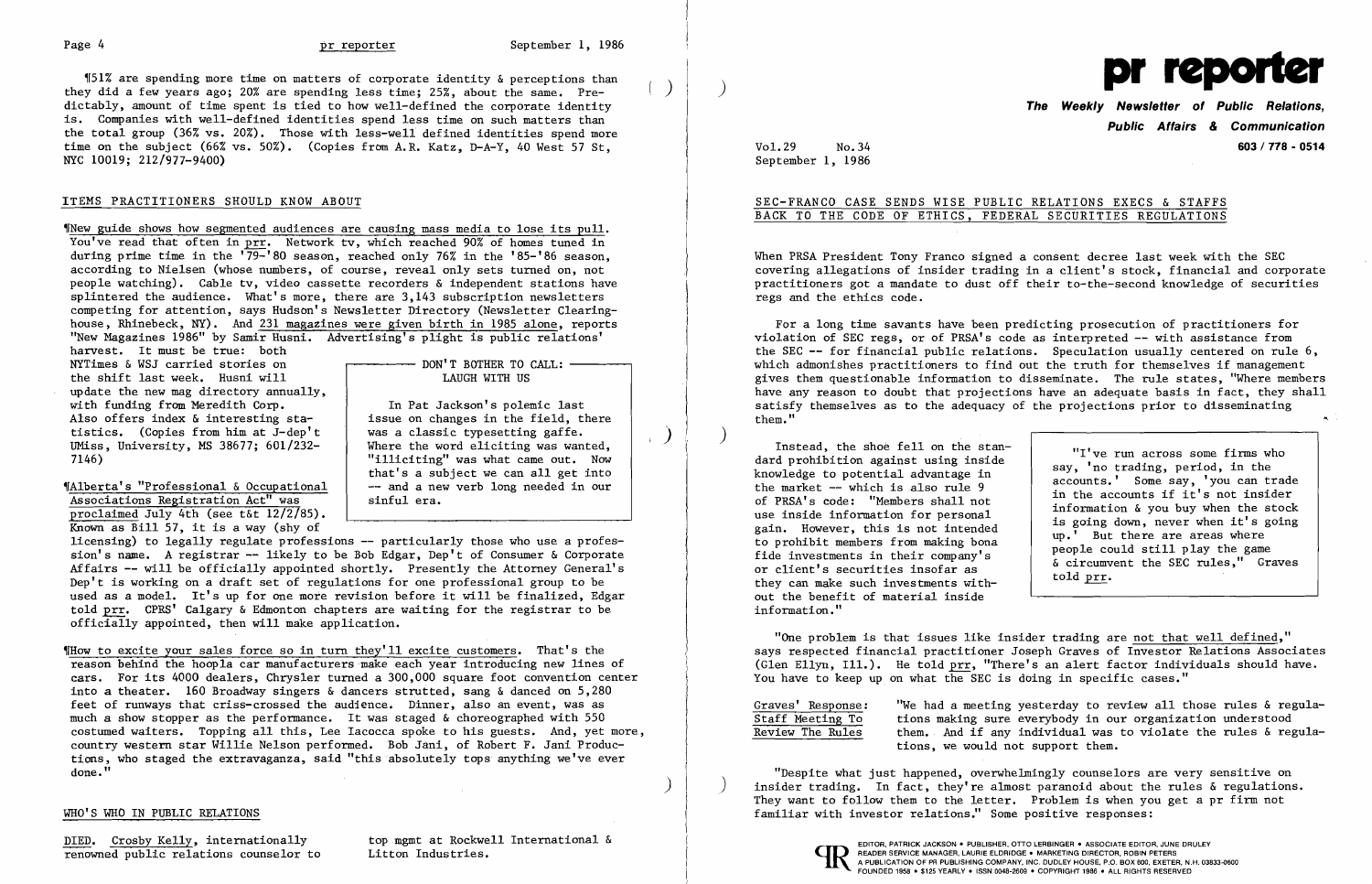¶51% are spending more time on matters of corporate identity & perceptions than they did a few years ago; 20% are spending less time; 25%, about the same. Predictably, amount of time spent is tied to how well-defined the corporate identity is. Companies with well-defined identities spend less time on such matters than the total group (36% vs. 20%). Those with less-well defined identities spend more time on the subject (66% vs. 50%). (Copies from A.R. Katz, D-A-Y, 40 West 57 St, NYC 10019; 212/977-9400)

## ITEMS PRACTITIONERS SHOULD KNOW ABOUT

¶New guide shows how segmented audiences are causing mass media to lose its pull. You've read that often in prr. Network tv, which reached 90% of homes tuned in during prime time in the '79-'80 season, reached only 76% in the '85-'86 season, according to Nielsen (whose numbers, of course, reveal only sets turned on, not people watching). Cable tv, video cassette recorders & independent stations have splintered the audience. What's more, there are 3,143 subscription newsletters competing for attention, says Hudson's Newsletter Directory (Newsletter Clearinghouse, Rhinebeck, NY). And 231 magazines were given birth in 1985 alone, reports "New Magazines 1986" by Samir Husni. Advertising's plight is public relations' harvest. It must be true: both NYTimes & WSJ carried stories on the shift last week. Husni will update the new mag directory annually, with funding from Meredith Corp. Also offers index & interesting statistics. (Copies from him at J-dep't UMiss, University, MS 38677; 601/232-7146)

> **DON'T BOTHER TO CALL: LAUGH WITH US**
>
> In Pat Jackson's polemic last issue on changes in the field, there was a classic typesetting gaffe. Where the word eliciting was wanted, "illiciting" was what came out. Now that's a subject we can all get into -- and a new verb long needed in our sinful era.

¶Alberta's "Professional & Occupational Associations Registration Act" was proclaimed July 4th (see t&t 12/2/85). Known as Bill 57, it is a way (shy of licensing) to legally regulate professions -- particularly those who use a profession's name. A registrar -- likely to be Bob Edgar, Dep't of Consumer & Corporate Affairs -- will be officially appointed shortly. Presently the Attorney General's Dep't is working on a draft set of regulations for one professional group to be used as a model. It's up for one more revision before it will be finalized, Edgar told prr. CPRS' Calgary & Edmonton chapters are waiting for the registrar to be officially appointed, then will make application.

¶How to excite your sales force so in turn they'll excite customers. That's the reason behind the hoopla car manufacturers make each year introducing new lines of cars. For its 4000 dealers, Chrysler turned a 300,000 square foot convention center into a theater. 160 Broadway singers & dancers strutted, sang & danced on 5,280 feet of runways that criss-crossed the audience. Dinner, also an event, was as much a show stopper as the performance. It was staged & choreographed with 550 costumed waiters. Topping all this, Lee Iacocca spoke to his guests. And, yet more, country western star Willie Nelson performed. Bob Jani, of Robert F. Jani Productions, who staged the extravaganza, said "this absolutely tops anything we've ever done."

## WHO'S WHO IN PUBLIC RELATIONS

DIED. Crosby Kelly, internationally renowned public relations counselor to top mgmt at Rockwell International & Litton Industries.

# pr reporter

**The Weekly Newsletter of Public Relations, Public Affairs & Communication**

603 / 778 - 0514

Vol.29 No.34
September 1, 1986

## SEC-FRANCO CASE SENDS WISE PUBLIC RELATIONS EXECS & STAFFS BACK TO THE CODE OF ETHICS, FEDERAL SECURITIES REGULATIONS

When PRSA President Tony Franco signed a consent decree last week with the SEC covering allegations of insider trading in a client's stock, financial and corporate practitioners got a mandate to dust off their to-the-second knowledge of securities regs and the ethics code.

For a long time savants have been predicting prosecution of practitioners for violation of SEC regs, or of PRSA's code as interpreted -- with assistance from the SEC -- for financial public relations. Speculation usually centered on rule 6, which admonishes practitioners to find out the truth for themselves if management gives them questionable information to disseminate. The rule states, "Where members have any reason to doubt that projections have an adequate basis in fact, they shall satisfy themselves as to the adequacy of the projections prior to disseminating them."

Instead, the shoe fell on the standard prohibition against using inside knowledge to potential advantage in the market -- which is also rule 9 of PRSA's code: "Members shall not use inside information for personal gain. However, this is not intended to prohibit members from making bona fide investments in their company's or client's securities insofar as they can make such investments without the benefit of material inside information."

> "I've run across some firms who say, 'no trading, period, in the accounts.' Some say, 'you can trade in the accounts if it's not insider information & you buy when the stock is going down, never when it's going up.' But there are areas where people could still play the game & circumvent the SEC rules," Graves told prr.

"One problem is that issues like insider trading are not that well defined," says respected financial practitioner Joseph Graves of Investor Relations Associates (Glen Ellyn, Ill.). He told prr, "There's an alert factor individuals should have. You have to keep up on what the SEC is doing in specific cases."

Graves' Response: Staff Meeting To Review The Rules — "We had a meeting yesterday to review all those rules & regulations making sure everybody in our organization understood them. And if any individual was to violate the rules & regulations, we would not support them.

"Despite what just happened, overwhelmingly counselors are very sensitive on insider trading. In fact, they're almost paranoid about the rules & regulations. They want to follow them to the letter. Problem is when you get a pr firm not familiar with investor relations." Some positive responses:

EDITOR, PATRICK JACKSON • PUBLISHER, OTTO LERBINGER • ASSOCIATE EDITOR, JUNE DRULEY
READER SERVICE MANAGER, LAURIE ELDRIDGE • MARKETING DIRECTOR, ROBIN PETERS
A PUBLICATION OF PR PUBLISHING COMPANY, INC. DUDLEY HOUSE, P.O. BOX 600, EXETER, N.H. 03833-0600
FOUNDED 1958 • $125 YEARLY • ISSN 0048-2609 • COPYRIGHT 1986 • ALL RIGHTS RESERVED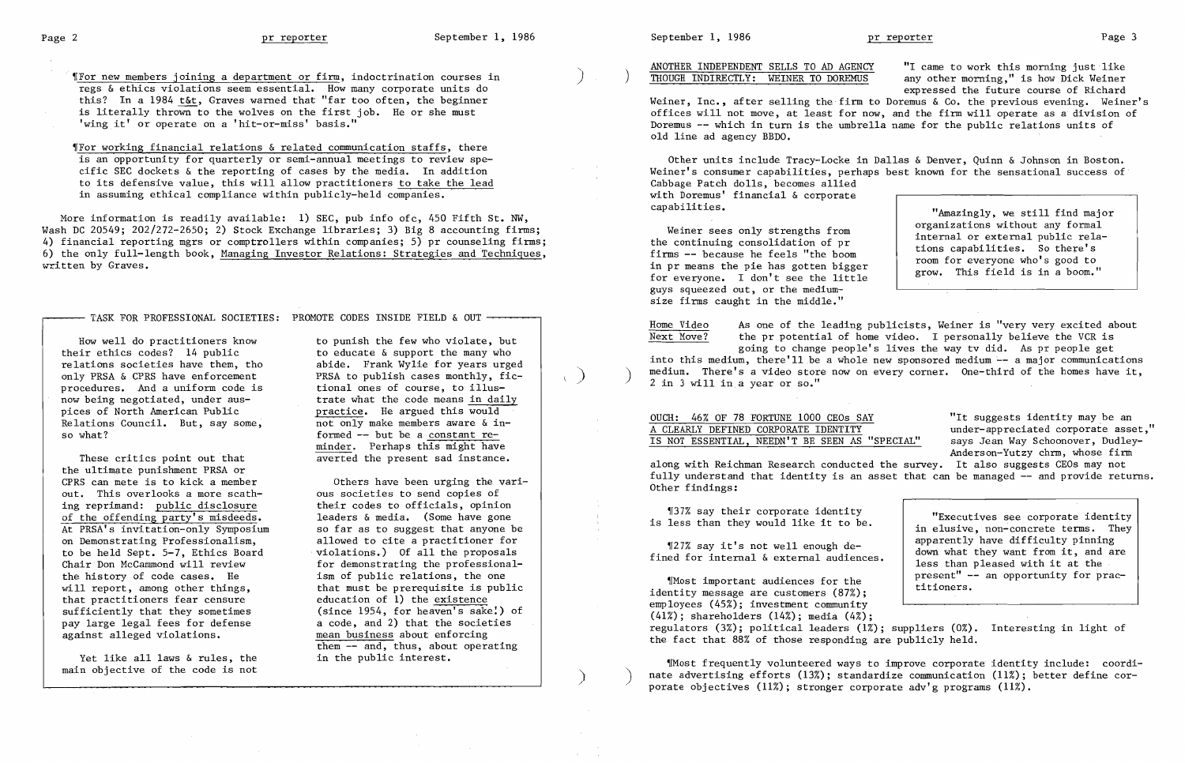¶For new members joining a department or firm, indoctrination courses in regs & ethics violations seem essential. How many corporate units do this? In a 1984 t&t, Graves warned that "far too often, the beginner is literally thrown to the wolves on the first job. He or she must 'wing it' or operate on a 'hit-or-miss' basis."

¶For working financial relations & related communication staffs, there is an opportunity for quarterly or semi-annual meetings to review specific SEC dockets & the reporting of cases by the media. In addition to its defensive value, this will allow practitioners to take the lead in assuming ethical compliance within publicly-held companies.

More information is readily available: 1) SEC, pub info ofc, 450 Fifth St. NW, Wash DC 20549; 202/272-2650; 2) Stock Exchange libraries; 3) Big 8 accounting firms; 4) financial reporting mgrs or comptrollers within companies; 5) pr counseling firms; 6) the only full-length book, Managing Investor Relations: Strategies and Techniques, written by Graves.

## TASK FOR PROFESSIONAL SOCIETIES: PROMOTE CODES INSIDE FIELD & OUT

How well do practitioners know their ethics codes? 14 public relations societies have them, tho only PRSA & CPRS have enforcement procedures. And a uniform code is now being negotiated, under auspices of North American Public Relations Council. But, say some, so what?

These critics point out that the ultimate punishment PRSA or CPRS can mete is to kick a member out. This overlooks a more scathing reprimand: public disclosure of the offending party's misdeeds. At PRSA's invitation-only Symposium on Demonstrating Professionalism, to be held Sept. 5-7, Ethics Board Chair Don McCammond will review the history of code cases. He will report, among other things, that practitioners fear censure sufficiently that they sometimes pay large legal fees for defense against alleged violations.

Yet like all laws & rules, the main objective of the code is not to punish the few who violate, but to educate & support the many who abide. Frank Wylie for years urged PRSA to publish cases monthly, fictional ones of course, to illustrate what the code means in daily practice. He argued this would not only make members aware & informed -- but be a constant reminder. Perhaps this might have averted the present sad instance.

Others have been urging the various societies to send copies of their codes to officials, opinion leaders & media. (Some have gone so far as to suggest that anyone be allowed to cite a practitioner for violations.) Of all the proposals for demonstrating the professionalism of public relations, the one that must be prerequisite is public education of 1) the existence (since 1954, for heaven's sake!) of a code, and 2) that the societies mean business about enforcing them -- and, thus, about operating in the public interest.

## ANOTHER INDEPENDENT SELLS TO AD AGENCY THOUGH INDIRECTLY: WEINER TO DOREMUS

"I came to work this morning just like any other morning," is how Dick Weiner expressed the future course of Richard Weiner, Inc., after selling the firm to Doremus & Co. the previous evening. Weiner's offices will not move, at least for now, and the firm will operate as a division of Doremus -- which in turn is the umbrella name for the public relations units of old line ad agency BBDO.

Other units include Tracy-Locke in Dallas & Denver, Quinn & Johnson in Boston. Weiner's consumer capabilities, perhaps best known for the sensational success of Cabbage Patch dolls, becomes allied with Doremus' financial & corporate capabilities.

Weiner sees only strengths from the continuing consolidation of pr firms -- because he feels "the boom in pr means the pie has gotten bigger for everyone. I don't see the little guys squeezed out, or the medium-size firms caught in the middle."

> "Amazingly, we still find major organizations without any formal internal or external public relations capabilities. So there's room for everyone who's good to grow. This field is in a boom."

**Home Video Next Move?** As one of the leading publicists, Weiner is "very very excited about the pr potential of home video. I personally believe the VCR is going to change people's lives the way tv did. As pr people get into this medium, there'll be a whole new sponsored medium -- a major communications medium. There's a video store now on every corner. One-third of the homes have it, 2 in 3 will in a year or so."

## OUCH: 46% OF 78 FORTUNE 1000 CEOs SAY A CLEARLY DEFINED CORPORATE IDENTITY IS NOT ESSENTIAL, NEEDN'T BE SEEN AS "SPECIAL"

"It suggests identity may be an under-appreciated corporate asset," says Jean Way Schoonover, Dudley-Anderson-Yutzy chrm, whose firm along with Reichman Research conducted the survey. It also suggests CEOs may not fully understand that identity is an asset that can be managed -- and provide returns. Other findings:

¶37% say their corporate identity is less than they would like it to be.

¶27% say it's not well enough defined for internal & external audiences.

¶Most important audiences for the identity message are customers (87%); employees (45%); investment community (41%); shareholders (14%); media (4%); regulators (3%); political leaders (1%); suppliers (0%). Interesting in light of the fact that 88% of those responding are publicly held.

> "Executives see corporate identity in elusive, non-concrete terms. They apparently have difficulty pinning down what they want from it, and are less than pleased with it at the present" -- an opportunity for practitioners.

¶Most frequently volunteered ways to improve corporate identity include: coordinate advertising efforts (13%); standardize communication (11%); better define corporate objectives (11%); stronger corporate adv'g programs (11%).